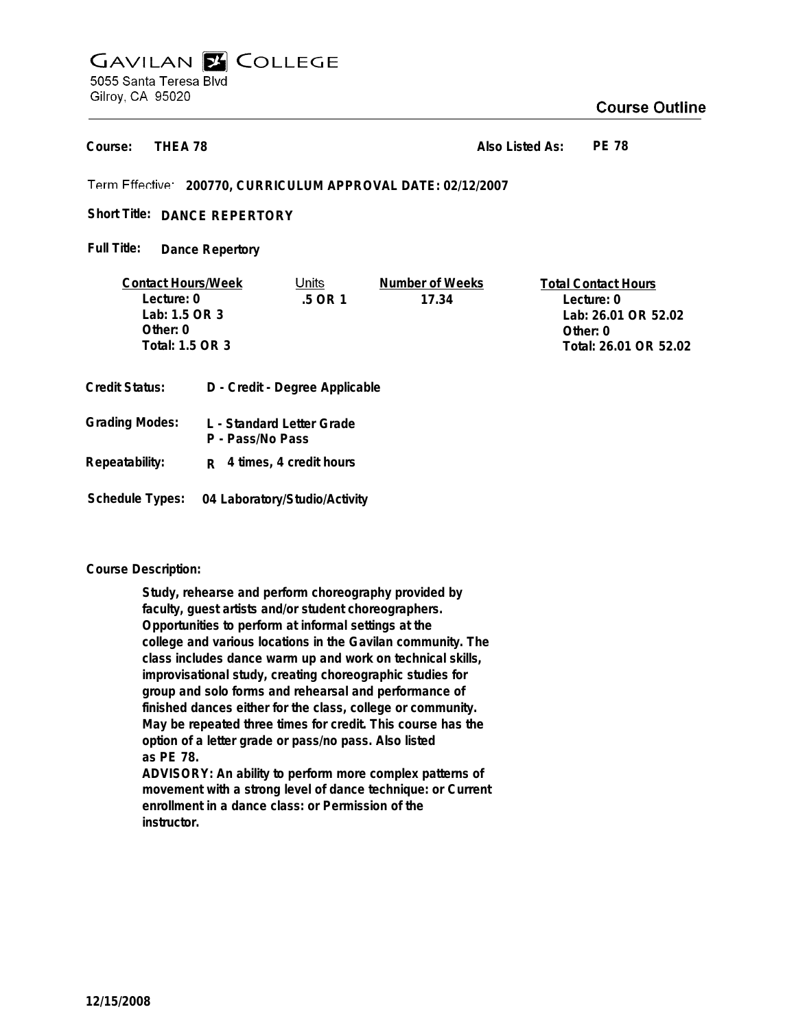# GAVILAN COLLEGE

5055 Santa Teresa Blvd
Gilroy, CA 95020

## Course Outline

**Course:** THEA 78 **Also Listed As:** PE 78

**Term Effective:** 200770, CURRICULUM APPROVAL DATE: 02/12/2007

**Short Title:** DANCE REPERTORY

**Full Title:** Dance Repertory

| Contact Hours/Week | Units | Number of Weeks | Total Contact Hours |
|---|---|---|---|
| Lecture: 0 | .5 OR 1 | 17.34 | Lecture: 0 |
| Lab: 1.5 OR 3 | | | Lab: 26.01 OR 52.02 |
| Other: 0 | | | Other: 0 |
| Total: 1.5 OR 3 | | | Total: 26.01 OR 52.02 |

**Credit Status:** D - Credit - Degree Applicable

**Grading Modes:** L - Standard Letter Grade
P - Pass/No Pass

**Repeatability:** R 4 times, 4 credit hours

**Schedule Types:** 04 Laboratory/Studio/Activity

**Course Description:**

Study, rehearse and perform choreography provided by faculty, guest artists and/or student choreographers. Opportunities to perform at informal settings at the college and various locations in the Gavilan community. The class includes dance warm up and work on technical skills, improvisational study, creating choreographic studies for group and solo forms and rehearsal and performance of finished dances either for the class, college or community. May be repeated three times for credit. This course has the option of a letter grade or pass/no pass. Also listed as PE 78.

ADVISORY: An ability to perform more complex patterns of movement with a strong level of dance technique: or Current enrollment in a dance class: or Permission of the instructor.

12/15/2008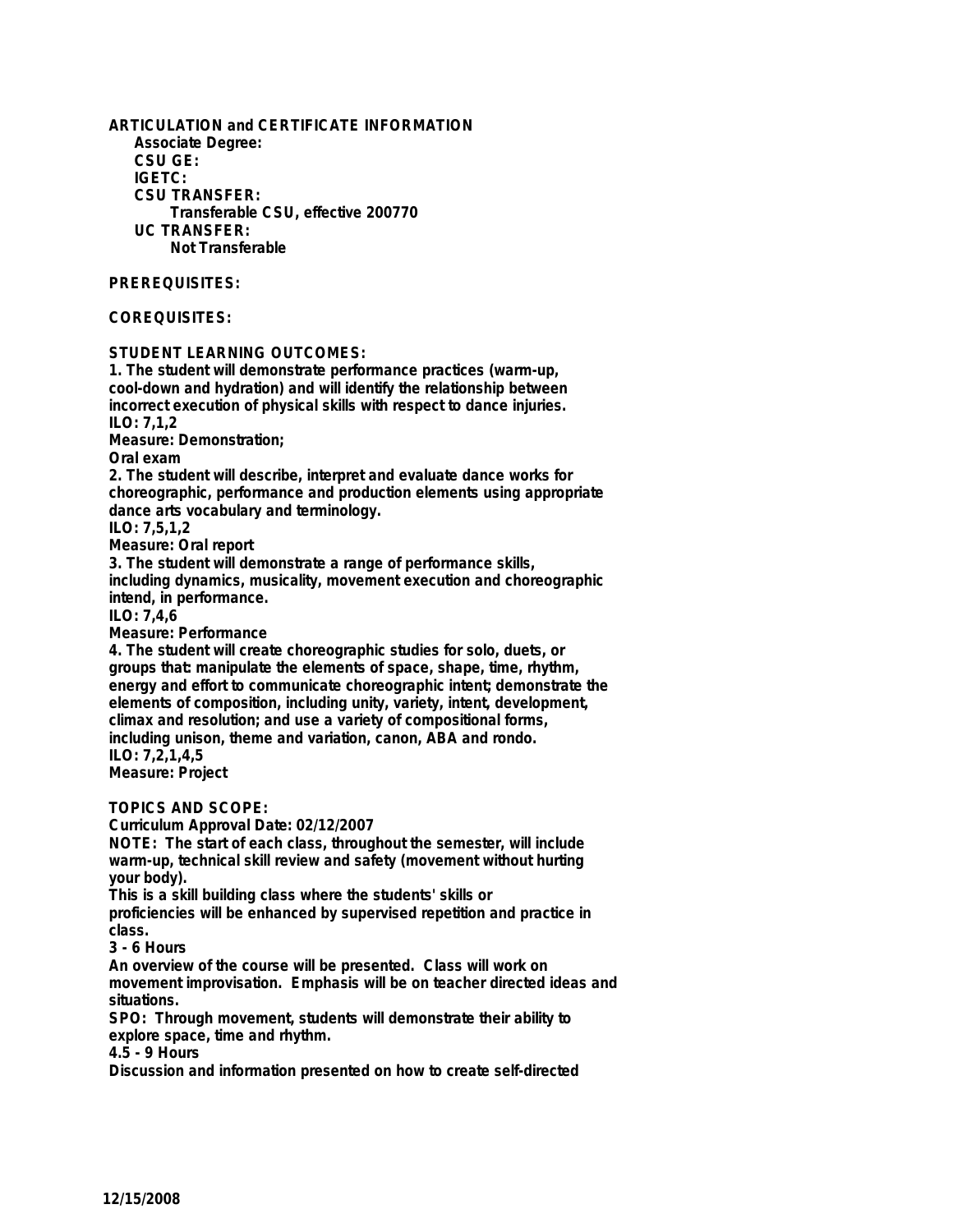**ARTICULATION and CERTIFICATE INFORMATION**

**Associate Degree:**

**CSU GE:**

**IGETC:**

**CSU TRANSFER:**

Transferable CSU, effective 200770

**UC TRANSFER:**

Not Transferable

**PREREQUISITES:**

**COREQUISITES:**

**STUDENT LEARNING OUTCOMES:**

1. The student will demonstrate performance practices (warm-up, cool-down and hydration) and will identify the relationship between incorrect execution of physical skills with respect to dance injuries.
ILO: 7,1,2
Measure: Demonstration;
Oral exam
2. The student will describe, interpret and evaluate dance works for choreographic, performance and production elements using appropriate dance arts vocabulary and terminology.
ILO: 7,5,1,2
Measure: Oral report
3. The student will demonstrate a range of performance skills, including dynamics, musicality, movement execution and choreographic intend, in performance.
ILO: 7,4,6
Measure: Performance
4. The student will create choreographic studies for solo, duets, or groups that: manipulate the elements of space, shape, time, rhythm, energy and effort to communicate choreographic intent; demonstrate the elements of composition, including unity, variety, intent, development, climax and resolution; and use a variety of compositional forms, including unison, theme and variation, canon, ABA and rondo.
ILO: 7,2,1,4,5
Measure: Project

**TOPICS AND SCOPE:**

Curriculum Approval Date: 02/12/2007

NOTE: The start of each class, throughout the semester, will include warm-up, technical skill review and safety (movement without hurting your body).

This is a skill building class where the students' skills or proficiencies will be enhanced by supervised repetition and practice in class.

3 - 6 Hours

An overview of the course will be presented. Class will work on movement improvisation. Emphasis will be on teacher directed ideas and situations.

SPO: Through movement, students will demonstrate their ability to explore space, time and rhythm.

4.5 - 9 Hours

Discussion and information presented on how to create self-directed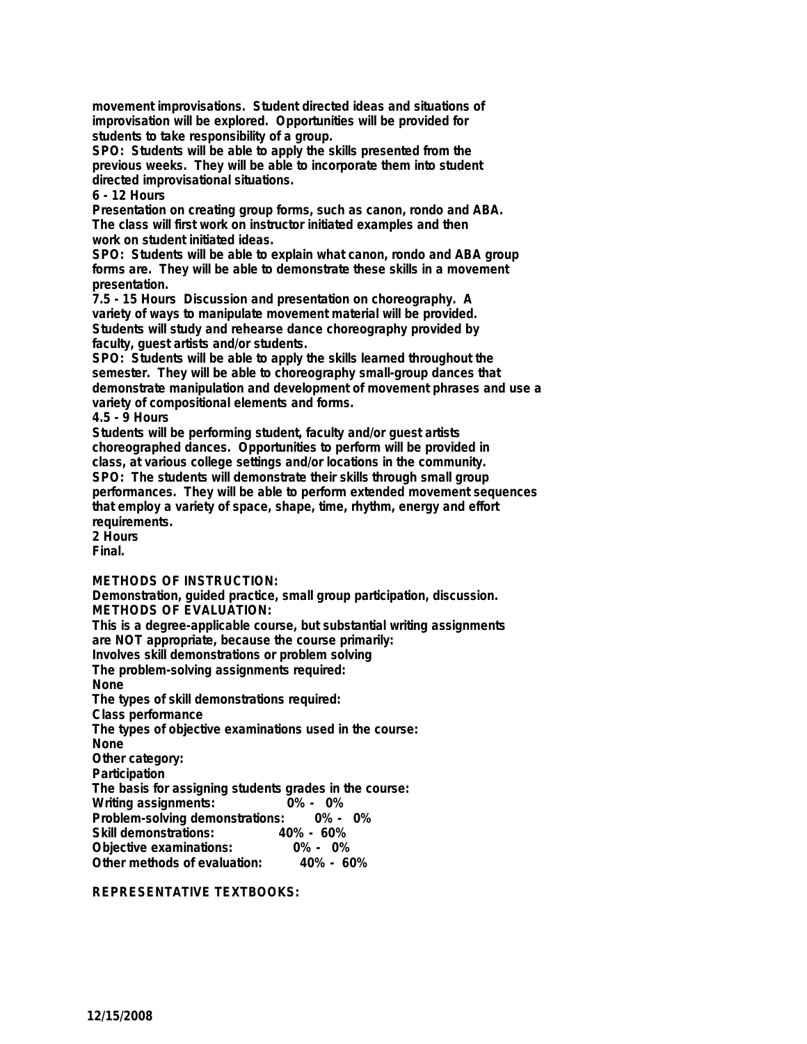movement improvisations. Student directed ideas and situations of improvisation will be explored. Opportunities will be provided for students to take responsibility of a group.

SPO: Students will be able to apply the skills presented from the previous weeks. They will be able to incorporate them into student directed improvisational situations.

6 - 12 Hours

Presentation on creating group forms, such as canon, rondo and ABA. The class will first work on instructor initiated examples and then work on student initiated ideas.

SPO: Students will be able to explain what canon, rondo and ABA group forms are. They will be able to demonstrate these skills in a movement presentation.

7.5 - 15 Hours Discussion and presentation on choreography. A variety of ways to manipulate movement material will be provided. Students will study and rehearse dance choreography provided by faculty, guest artists and/or students.

SPO: Students will be able to apply the skills learned throughout the semester. They will be able to choreography small-group dances that demonstrate manipulation and development of movement phrases and use a variety of compositional elements and forms.

4.5 - 9 Hours

Students will be performing student, faculty and/or guest artists choreographed dances. Opportunities to perform will be provided in class, at various college settings and/or locations in the community.

SPO: The students will demonstrate their skills through small group performances. They will be able to perform extended movement sequences that employ a variety of space, shape, time, rhythm, energy and effort requirements.

2 Hours

Final.

**METHODS OF INSTRUCTION:**

Demonstration, guided practice, small group participation, discussion.

**METHODS OF EVALUATION:**

This is a degree-applicable course, but substantial writing assignments are NOT appropriate, because the course primarily:

Involves skill demonstrations or problem solving

The problem-solving assignments required:

None

The types of skill demonstrations required:

Class performance

The types of objective examinations used in the course:

None

Other category:

Participation

The basis for assigning students grades in the course:

| | |
|---|---|
| Writing assignments: | 0% - 0% |
| Problem-solving demonstrations: | 0% - 0% |
| Skill demonstrations: | 40% - 60% |
| Objective examinations: | 0% - 0% |
| Other methods of evaluation: | 40% - 60% |

**REPRESENTATIVE TEXTBOOKS:**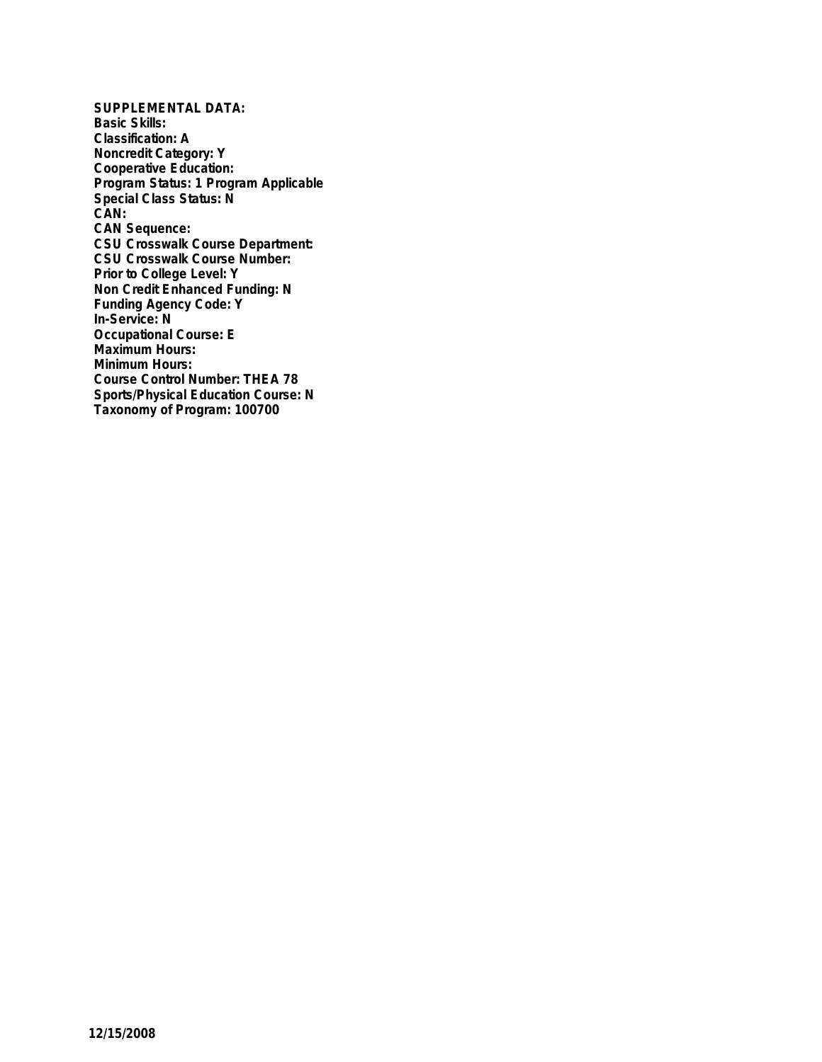**SUPPLEMENTAL DATA:**
**Basic Skills:**
**Classification: A**
**Noncredit Category: Y**
**Cooperative Education:**
**Program Status: 1 Program Applicable**
**Special Class Status: N**
**CAN:**
**CAN Sequence:**
**CSU Crosswalk Course Department:**
**CSU Crosswalk Course Number:**
**Prior to College Level: Y**
**Non Credit Enhanced Funding: N**
**Funding Agency Code: Y**
**In-Service: N**
**Occupational Course: E**
**Maximum Hours:**
**Minimum Hours:**
**Course Control Number: THEA 78**
**Sports/Physical Education Course: N**
**Taxonomy of Program: 100700**

**12/15/2008**